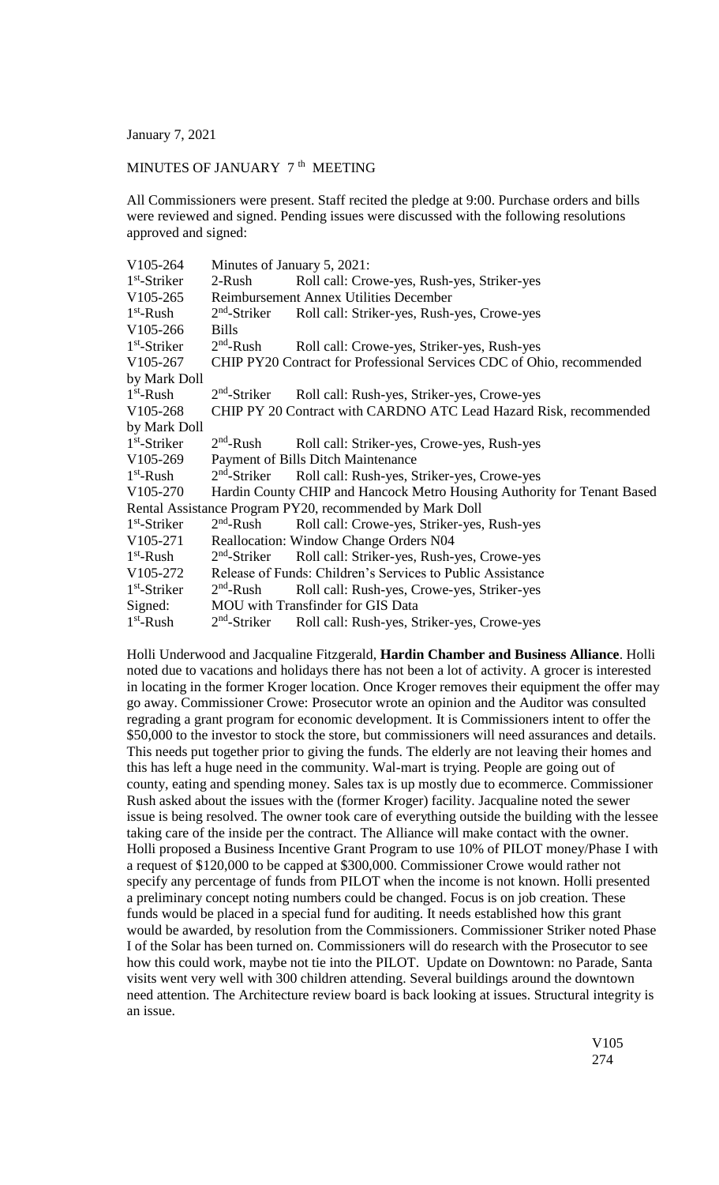January 7, 2021

MINUTES OF JANUARY 7th MEETING

All Commissioners were present. Staff recited the pledge at 9:00. Purchase orders and bills were reviewed and signed. Pending issues were discussed with the following resolutions approved and signed:

V105-264 Minutes of January 5, 2021:
1st-Striker 2-Rush Roll call: Crowe-yes, Rush-yes, Striker-yes
V105-265 Reimbursement Annex Utilities December
1st-Rush 2nd-Striker Roll call: Striker-yes, Rush-yes, Crowe-yes
V105-266 Bills
1st-Striker 2nd-Rush Roll call: Crowe-yes, Striker-yes, Rush-yes
V105-267 CHIP PY20 Contract for Professional Services CDC of Ohio, recommended by Mark Doll
1st-Rush 2nd-Striker Roll call: Rush-yes, Striker-yes, Crowe-yes
V105-268 CHIP PY 20 Contract with CARDNO ATC Lead Hazard Risk, recommended by Mark Doll
1st-Striker 2nd-Rush Roll call: Striker-yes, Crowe-yes, Rush-yes
V105-269 Payment of Bills Ditch Maintenance
1st-Rush 2nd-Striker Roll call: Rush-yes, Striker-yes, Crowe-yes
V105-270 Hardin County CHIP and Hancock Metro Housing Authority for Tenant Based Rental Assistance Program PY20, recommended by Mark Doll
1st-Striker 2nd-Rush Roll call: Crowe-yes, Striker-yes, Rush-yes
V105-271 Reallocation: Window Change Orders N04
1st-Rush 2nd-Striker Roll call: Striker-yes, Rush-yes, Crowe-yes
V105-272 Release of Funds: Children's Services to Public Assistance
1st-Striker 2nd-Rush Roll call: Rush-yes, Crowe-yes, Striker-yes
Signed: MOU with Transfinder for GIS Data
1st-Rush 2nd-Striker Roll call: Rush-yes, Striker-yes, Crowe-yes

Holli Underwood and Jacqualine Fitzgerald, **Hardin Chamber and Business Alliance**. Holli noted due to vacations and holidays there has not been a lot of activity. A grocer is interested in locating in the former Kroger location. Once Kroger removes their equipment the offer may go away. Commissioner Crowe: Prosecutor wrote an opinion and the Auditor was consulted regrading a grant program for economic development. It is Commissioners intent to offer the $50,000 to the investor to stock the store, but commissioners will need assurances and details. This needs put together prior to giving the funds. The elderly are not leaving their homes and this has left a huge need in the community. Wal-mart is trying. People are going out of county, eating and spending money. Sales tax is up mostly due to ecommerce. Commissioner Rush asked about the issues with the (former Kroger) facility. Jacqualine noted the sewer issue is being resolved. The owner took care of everything outside the building with the lessee taking care of the inside per the contract. The Alliance will make contact with the owner. Holli proposed a Business Incentive Grant Program to use 10% of PILOT money/Phase I with a request of $120,000 to be capped at $300,000. Commissioner Crowe would rather not specify any percentage of funds from PILOT when the income is not known. Holli presented a preliminary concept noting numbers could be changed. Focus is on job creation. These funds would be placed in a special fund for auditing. It needs established how this grant would be awarded, by resolution from the Commissioners. Commissioner Striker noted Phase I of the Solar has been turned on. Commissioners will do research with the Prosecutor to see how this could work, maybe not tie into the PILOT. Update on Downtown: no Parade, Santa visits went very well with 300 children attending. Several buildings around the downtown need attention. The Architecture review board is back looking at issues. Structural integrity is an issue.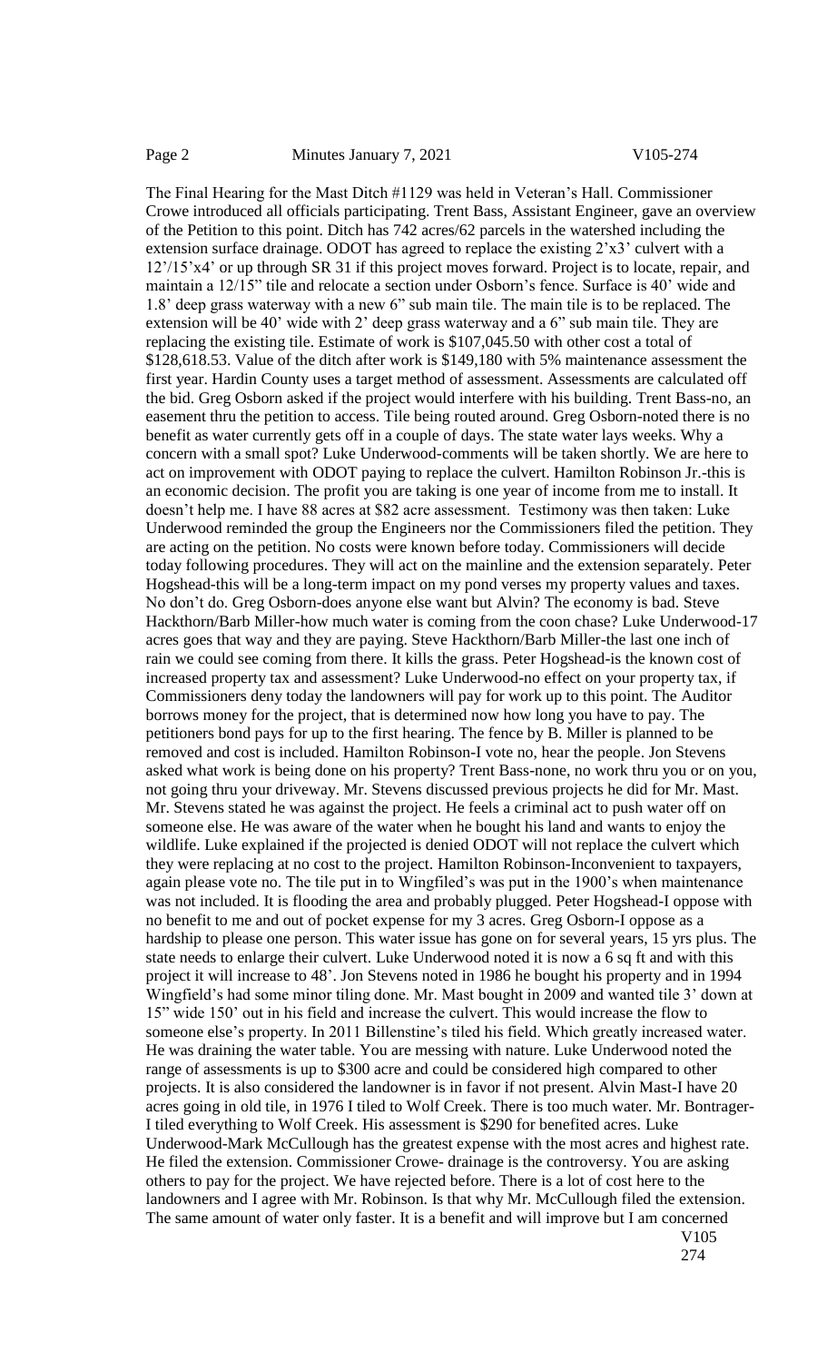The Final Hearing for the Mast Ditch #1129 was held in Veteran's Hall. Commissioner Crowe introduced all officials participating. Trent Bass, Assistant Engineer, gave an overview of the Petition to this point. Ditch has 742 acres/62 parcels in the watershed including the extension surface drainage. ODOT has agreed to replace the existing 2'x3' culvert with a 12'/15'x4' or up through SR 31 if this project moves forward. Project is to locate, repair, and maintain a 12/15" tile and relocate a section under Osborn's fence. Surface is 40' wide and 1.8' deep grass waterway with a new 6" sub main tile. The main tile is to be replaced. The extension will be 40' wide with 2' deep grass waterway and a 6" sub main tile. They are replacing the existing tile. Estimate of work is $107,045.50 with other cost a total of $128,618.53. Value of the ditch after work is $149,180 with 5% maintenance assessment the first year. Hardin County uses a target method of assessment. Assessments are calculated off the bid. Greg Osborn asked if the project would interfere with his building. Trent Bass-no, an easement thru the petition to access. Tile being routed around. Greg Osborn-noted there is no benefit as water currently gets off in a couple of days. The state water lays weeks. Why a concern with a small spot? Luke Underwood-comments will be taken shortly. We are here to act on improvement with ODOT paying to replace the culvert. Hamilton Robinson Jr.-this is an economic decision. The profit you are taking is one year of income from me to install. It doesn't help me. I have 88 acres at $82 acre assessment. Testimony was then taken: Luke Underwood reminded the group the Engineers nor the Commissioners filed the petition. They are acting on the petition. No costs were known before today. Commissioners will decide today following procedures. They will act on the mainline and the extension separately. Peter Hogshead-this will be a long-term impact on my pond verses my property values and taxes. No don't do. Greg Osborn-does anyone else want but Alvin? The economy is bad. Steve Hackthorn/Barb Miller-how much water is coming from the coon chase? Luke Underwood-17 acres goes that way and they are paying. Steve Hackthorn/Barb Miller-the last one inch of rain we could see coming from there. It kills the grass. Peter Hogshead-is the known cost of increased property tax and assessment? Luke Underwood-no effect on your property tax, if Commissioners deny today the landowners will pay for work up to this point. The Auditor borrows money for the project, that is determined now how long you have to pay. The petitioners bond pays for up to the first hearing. The fence by B. Miller is planned to be removed and cost is included. Hamilton Robinson-I vote no, hear the people. Jon Stevens asked what work is being done on his property? Trent Bass-none, no work thru you or on you, not going thru your driveway. Mr. Stevens discussed previous projects he did for Mr. Mast. Mr. Stevens stated he was against the project. He feels a criminal act to push water off on someone else. He was aware of the water when he bought his land and wants to enjoy the wildlife. Luke explained if the projected is denied ODOT will not replace the culvert which they were replacing at no cost to the project. Hamilton Robinson-Inconvenient to taxpayers, again please vote no. The tile put in to Wingfiled's was put in the 1900's when maintenance was not included. It is flooding the area and probably plugged. Peter Hogshead-I oppose with no benefit to me and out of pocket expense for my 3 acres. Greg Osborn-I oppose as a hardship to please one person. This water issue has gone on for several years, 15 yrs plus. The state needs to enlarge their culvert. Luke Underwood noted it is now a 6 sq ft and with this project it will increase to 48'. Jon Stevens noted in 1986 he bought his property and in 1994 Wingfield's had some minor tiling done. Mr. Mast bought in 2009 and wanted tile 3' down at 15" wide 150' out in his field and increase the culvert. This would increase the flow to someone else's property. In 2011 Billenstine's tiled his field. Which greatly increased water. He was draining the water table. You are messing with nature. Luke Underwood noted the range of assessments is up to $300 acre and could be considered high compared to other projects. It is also considered the landowner is in favor if not present. Alvin Mast-I have 20 acres going in old tile, in 1976 I tiled to Wolf Creek. There is too much water. Mr. Bontrager-I tiled everything to Wolf Creek. His assessment is $290 for benefited acres. Luke Underwood-Mark McCullough has the greatest expense with the most acres and highest rate. He filed the extension. Commissioner Crowe- drainage is the controversy. You are asking others to pay for the project. We have rejected before. There is a lot of cost here to the landowners and I agree with Mr. Robinson. Is that why Mr. McCullough filed the extension. The same amount of water only faster. It is a benefit and will improve but I am concerned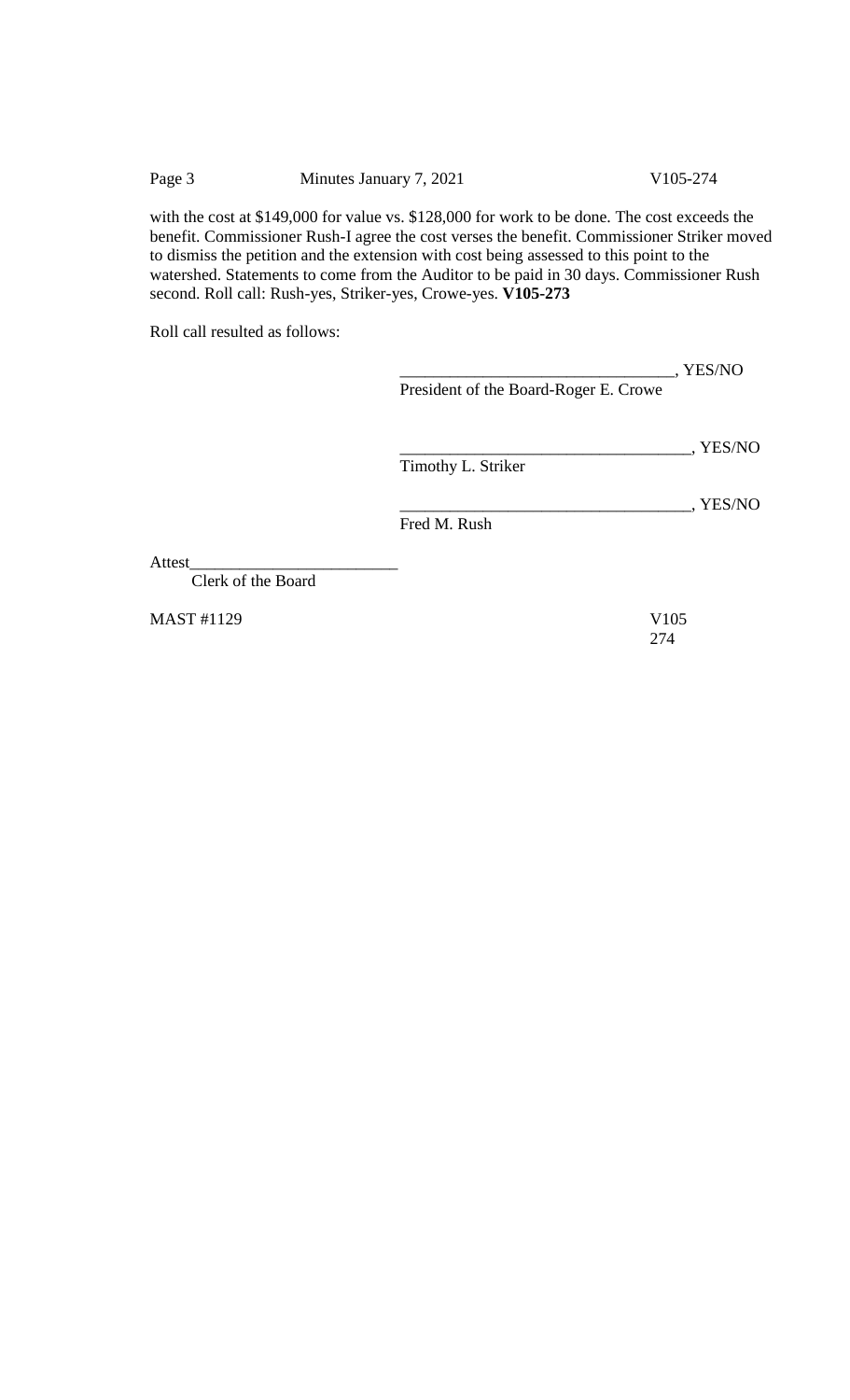with the cost at $149,000 for value vs. $128,000 for work to be done. The cost exceeds the benefit. Commissioner Rush-I agree the cost verses the benefit. Commissioner Striker moved to dismiss the petition and the extension with cost being assessed to this point to the watershed. Statements to come from the Auditor to be paid in 30 days. Commissioner Rush second. Roll call: Rush-yes, Striker-yes, Crowe-yes. **V105-273**

Roll call resulted as follows:

_________________________________, YES/NO
President of the Board-Roger E. Crowe

__________________________________, YES/NO
Timothy L. Striker

__________________________________, YES/NO
Fred M. Rush

Attest________________________
Clerk of the Board

MAST #1129

V105
274